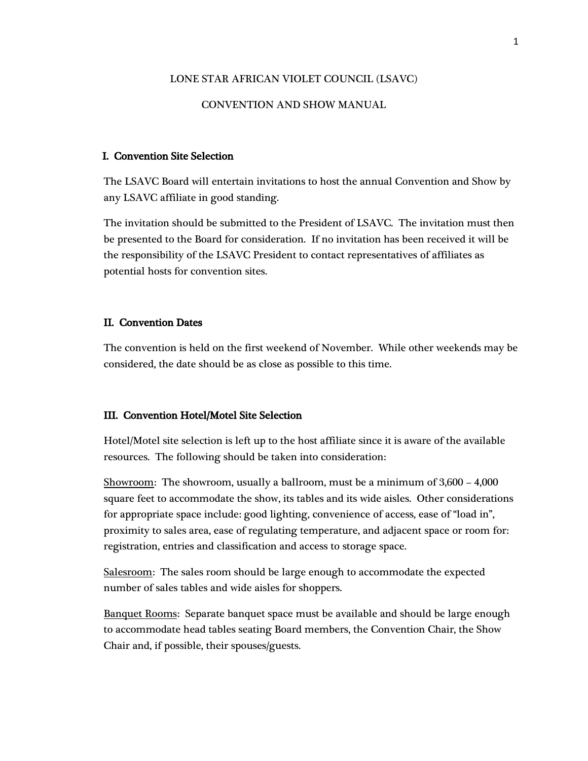# LONE STAR AFRICAN VIOLET COUNCIL (LSAVC)

# CONVENTION AND SHOW MANUAL

## I. Convention Site Selection

The LSAVC Board will entertain invitations to host the annual Convention and Show by any LSAVC affiliate in good standing.

The invitation should be submitted to the President of LSAVC. The invitation must then be presented to the Board for consideration. If no invitation has been received it will be the responsibility of the LSAVC President to contact representatives of affiliates as potential hosts for convention sites.

## II. Convention Dates

The convention is held on the first weekend of November. While other weekends may be considered, the date should be as close as possible to this time.

## III. Convention Hotel/Motel Site Selection

Hotel/Motel site selection is left up to the host affiliate since it is aware of the available resources. The following should be taken into consideration:

<u>Showroom</u>: The showroom, usually a ballroom, must be a minimum of 3,600 – 4,000 square feet to accommodate the show, its tables and its wide aisles. Other considerations for appropriate space include: good lighting, convenience of access, ease of "load in", proximity to sales area, ease of regulating temperature, and adjacent space or room for: registration, entries and classification and access to storage space.

<u>Salesroom</u>: The sales room should be large enough to accommodate the expected number of sales tables and wide aisles for shoppers.

<u>Banquet Rooms</u>: Separate banquet space must be available and should be large enough to accommodate head tables seating Board members, the Convention Chair, the Show Chair and, if possible, their spouses/guests.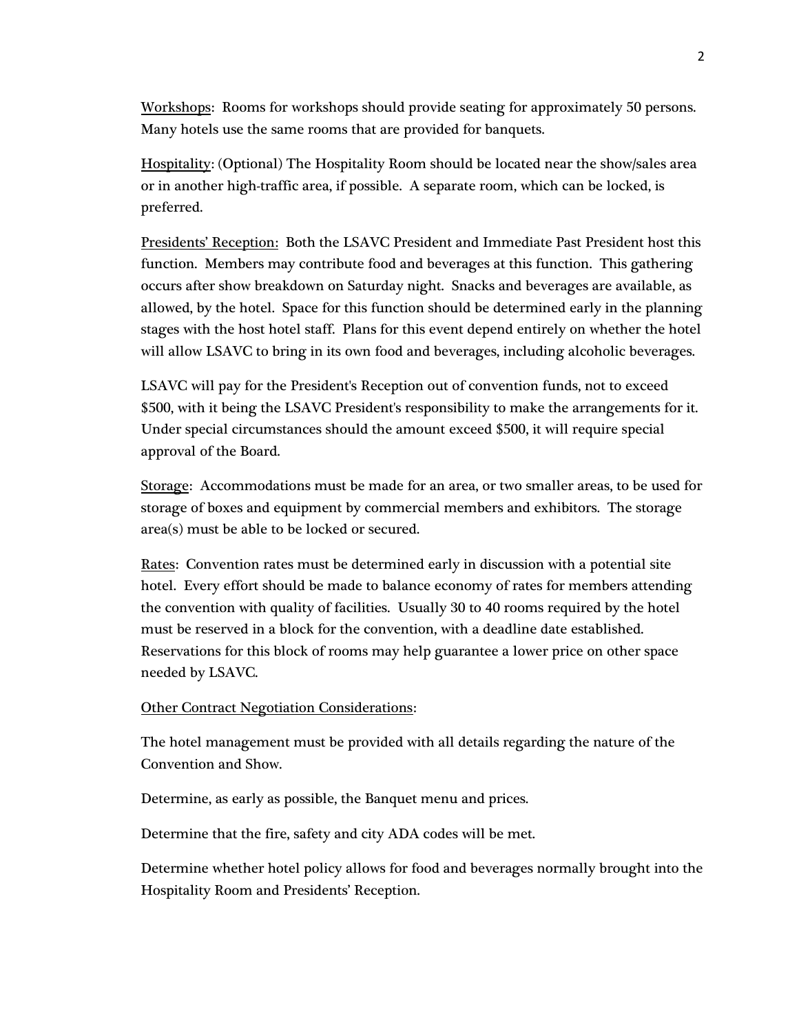<u>Workshops</u>: Rooms for workshops should provide seating for approximately 50 persons. Many hotels use the same rooms that are provided for banquets.

<u>Hospitality</u>: (Optional) The Hospitality Room should be located near the show/sales area or in another high-traffic area, if possible. A separate room, which can be locked, is preferred.

<u>Presidents' Reception:</u> Both the LSAVC President and Immediate Past President host this function. Members may contribute food and beverages at this function. This gathering occurs after show breakdown on Saturday night. Snacks and beverages are available, as allowed, by the hotel. Space for this function should be determined early in the planning stages with the host hotel staff. Plans for this event depend entirely on whether the hotel will allow LSAVC to bring in its own food and beverages, including alcoholic beverages.

LSAVC will pay for the President's Reception out of convention funds, not to exceed $500, with it being the LSAVC President's responsibility to make the arrangements for it. Under special circumstances should the amount exceed $500, it will require special approval of the Board.

<u>Storage</u>: Accommodations must be made for an area, or two smaller areas, to be used for storage of boxes and equipment by commercial members and exhibitors. The storage area(s) must be able to be locked or secured.

<u>Rates</u>: Convention rates must be determined early in discussion with a potential site hotel. Every effort should be made to balance economy of rates for members attending the convention with quality of facilities. Usually 30 to 40 rooms required by the hotel must be reserved in a block for the convention, with a deadline date established. Reservations for this block of rooms may help guarantee a lower price on other space needed by LSAVC.

<u>Other Contract Negotiation Considerations</u>:

The hotel management must be provided with all details regarding the nature of the Convention and Show.

Determine, as early as possible, the Banquet menu and prices.

Determine that the fire, safety and city ADA codes will be met.

Determine whether hotel policy allows for food and beverages normally brought into the Hospitality Room and Presidents' Reception.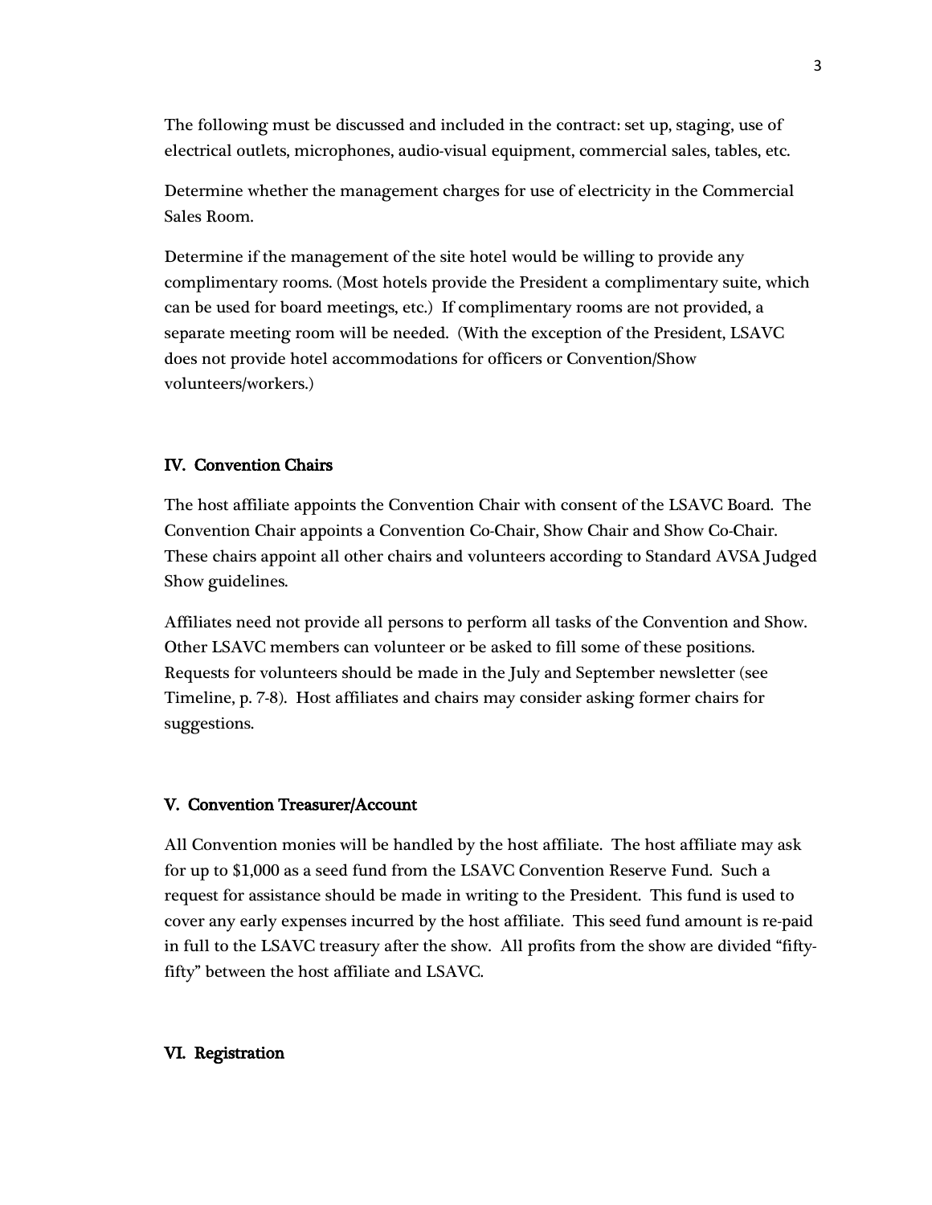The following must be discussed and included in the contract: set up, staging, use of electrical outlets, microphones, audio-visual equipment, commercial sales, tables, etc.

Determine whether the management charges for use of electricity in the Commercial Sales Room.

Determine if the management of the site hotel would be willing to provide any complimentary rooms. (Most hotels provide the President a complimentary suite, which can be used for board meetings, etc.) If complimentary rooms are not provided, a separate meeting room will be needed. (With the exception of the President, LSAVC does not provide hotel accommodations for officers or Convention/Show volunteers/workers.)

## IV. Convention Chairs

The host affiliate appoints the Convention Chair with consent of the LSAVC Board. The Convention Chair appoints a Convention Co-Chair, Show Chair and Show Co-Chair. These chairs appoint all other chairs and volunteers according to Standard AVSA Judged Show guidelines.

Affiliates need not provide all persons to perform all tasks of the Convention and Show. Other LSAVC members can volunteer or be asked to fill some of these positions. Requests for volunteers should be made in the July and September newsletter (see Timeline, p. 7-8). Host affiliates and chairs may consider asking former chairs for suggestions.

## V. Convention Treasurer/Account

All Convention monies will be handled by the host affiliate. The host affiliate may ask for up to $1,000 as a seed fund from the LSAVC Convention Reserve Fund. Such a request for assistance should be made in writing to the President. This fund is used to cover any early expenses incurred by the host affiliate. This seed fund amount is re-paid in full to the LSAVC treasury after the show. All profits from the show are divided "fifty-fifty" between the host affiliate and LSAVC.

## VI. Registration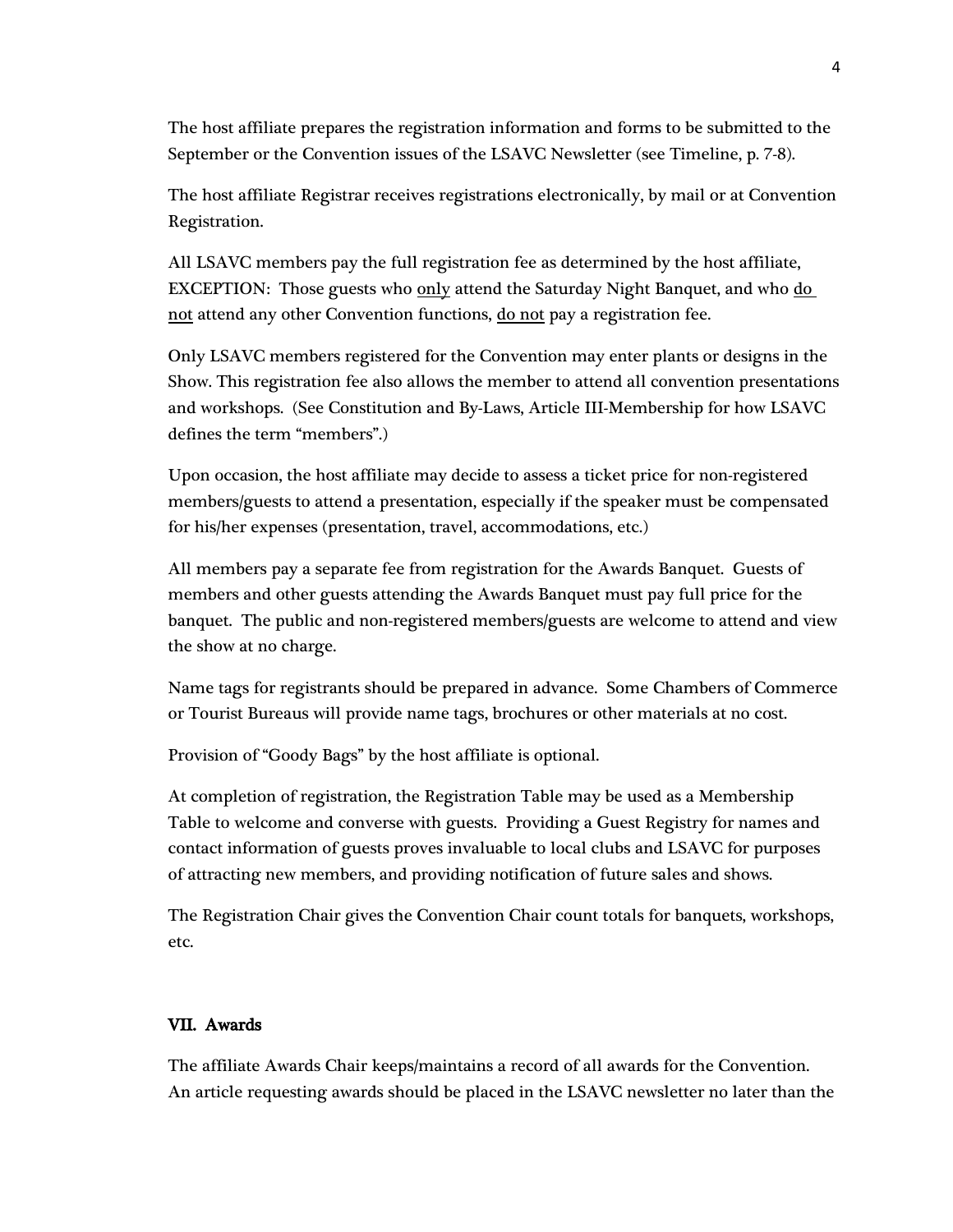The host affiliate prepares the registration information and forms to be submitted to the September or the Convention issues of the LSAVC Newsletter (see Timeline, p. 7-8).

The host affiliate Registrar receives registrations electronically, by mail or at Convention Registration.

All LSAVC members pay the full registration fee as determined by the host affiliate, EXCEPTION: Those guests who <u>only</u> attend the Saturday Night Banquet, and who <u>do not</u> attend any other Convention functions, <u>do not</u> pay a registration fee.

Only LSAVC members registered for the Convention may enter plants or designs in the Show. This registration fee also allows the member to attend all convention presentations and workshops. (See Constitution and By-Laws, Article III-Membership for how LSAVC defines the term "members".)

Upon occasion, the host affiliate may decide to assess a ticket price for non-registered members/guests to attend a presentation, especially if the speaker must be compensated for his/her expenses (presentation, travel, accommodations, etc.)

All members pay a separate fee from registration for the Awards Banquet. Guests of members and other guests attending the Awards Banquet must pay full price for the banquet. The public and non-registered members/guests are welcome to attend and view the show at no charge.

Name tags for registrants should be prepared in advance. Some Chambers of Commerce or Tourist Bureaus will provide name tags, brochures or other materials at no cost.

Provision of "Goody Bags" by the host affiliate is optional.

At completion of registration, the Registration Table may be used as a Membership Table to welcome and converse with guests. Providing a Guest Registry for names and contact information of guests proves invaluable to local clubs and LSAVC for purposes of attracting new members, and providing notification of future sales and shows.

The Registration Chair gives the Convention Chair count totals for banquets, workshops, etc.

## VII. Awards

The affiliate Awards Chair keeps/maintains a record of all awards for the Convention. An article requesting awards should be placed in the LSAVC newsletter no later than the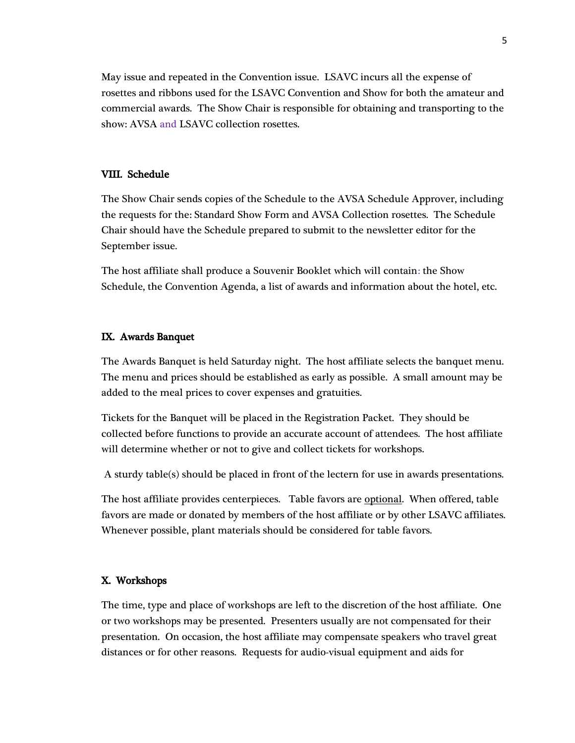May issue and repeated in the Convention issue. LSAVC incurs all the expense of rosettes and ribbons used for the LSAVC Convention and Show for both the amateur and commercial awards. The Show Chair is responsible for obtaining and transporting to the show: AVSA and LSAVC collection rosettes.

## VIII. Schedule

The Show Chair sends copies of the Schedule to the AVSA Schedule Approver, including the requests for the: Standard Show Form and AVSA Collection rosettes. The Schedule Chair should have the Schedule prepared to submit to the newsletter editor for the September issue.

The host affiliate shall produce a Souvenir Booklet which will contain: the Show Schedule, the Convention Agenda, a list of awards and information about the hotel, etc.

## IX. Awards Banquet

The Awards Banquet is held Saturday night. The host affiliate selects the banquet menu. The menu and prices should be established as early as possible. A small amount may be added to the meal prices to cover expenses and gratuities.

Tickets for the Banquet will be placed in the Registration Packet. They should be collected before functions to provide an accurate account of attendees. The host affiliate will determine whether or not to give and collect tickets for workshops.

A sturdy table(s) should be placed in front of the lectern for use in awards presentations.

The host affiliate provides centerpieces. Table favors are <u>optional</u>. When offered, table favors are made or donated by members of the host affiliate or by other LSAVC affiliates. Whenever possible, plant materials should be considered for table favors.

## X. Workshops

The time, type and place of workshops are left to the discretion of the host affiliate. One or two workshops may be presented. Presenters usually are not compensated for their presentation. On occasion, the host affiliate may compensate speakers who travel great distances or for other reasons. Requests for audio-visual equipment and aids for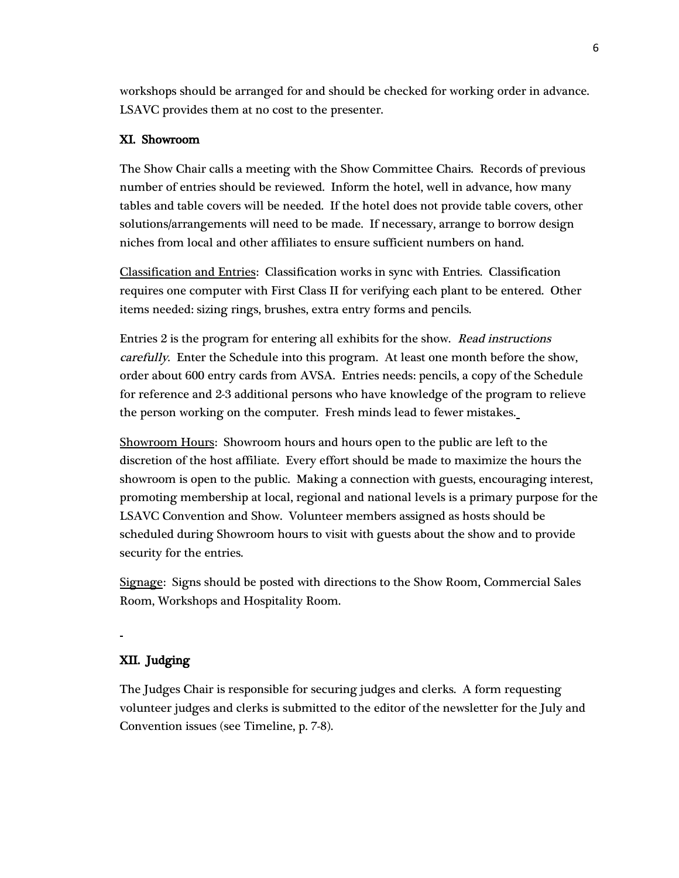workshops should be arranged for and should be checked for working order in advance. LSAVC provides them at no cost to the presenter.

## XI. Showroom

The Show Chair calls a meeting with the Show Committee Chairs. Records of previous number of entries should be reviewed. Inform the hotel, well in advance, how many tables and table covers will be needed. If the hotel does not provide table covers, other solutions/arrangements will need to be made. If necessary, arrange to borrow design niches from local and other affiliates to ensure sufficient numbers on hand.

Classification and Entries: Classification works in sync with Entries. Classification requires one computer with First Class II for verifying each plant to be entered. Other items needed: sizing rings, brushes, extra entry forms and pencils.

Entries 2 is the program for entering all exhibits for the show. *Read instructions carefully*. Enter the Schedule into this program. At least one month before the show, order about 600 entry cards from AVSA. Entries needs: pencils, a copy of the Schedule for reference and 2-3 additional persons who have knowledge of the program to relieve the person working on the computer. Fresh minds lead to fewer mistakes.

Showroom Hours: Showroom hours and hours open to the public are left to the discretion of the host affiliate. Every effort should be made to maximize the hours the showroom is open to the public. Making a connection with guests, encouraging interest, promoting membership at local, regional and national levels is a primary purpose for the LSAVC Convention and Show. Volunteer members assigned as hosts should be scheduled during Showroom hours to visit with guests about the show and to provide security for the entries.

Signage: Signs should be posted with directions to the Show Room, Commercial Sales Room, Workshops and Hospitality Room.

## XII. Judging

The Judges Chair is responsible for securing judges and clerks. A form requesting volunteer judges and clerks is submitted to the editor of the newsletter for the July and Convention issues (see Timeline, p. 7-8).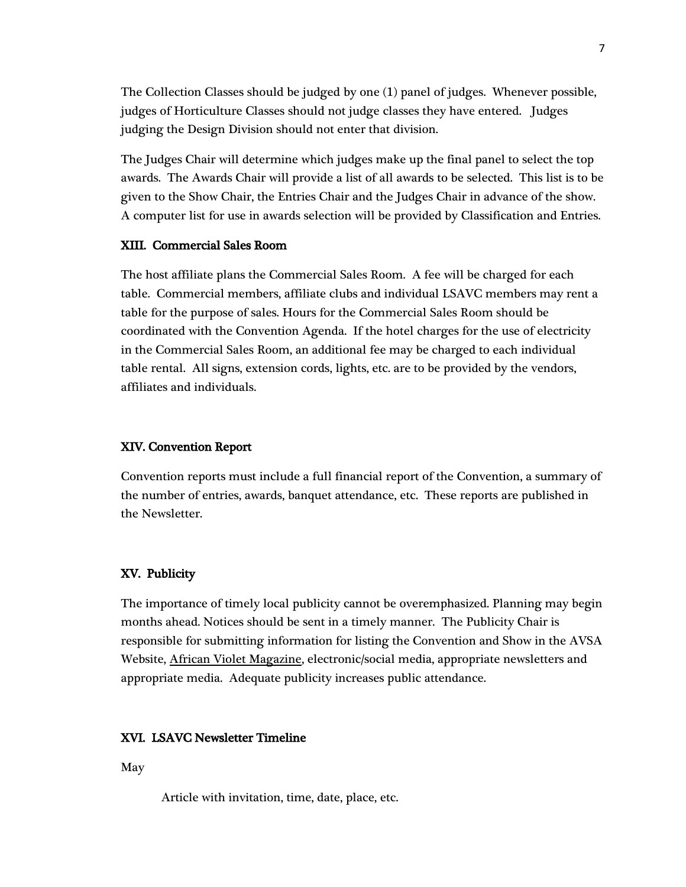The Collection Classes should be judged by one (1) panel of judges. Whenever possible, judges of Horticulture Classes should not judge classes they have entered. Judges judging the Design Division should not enter that division.

The Judges Chair will determine which judges make up the final panel to select the top awards. The Awards Chair will provide a list of all awards to be selected. This list is to be given to the Show Chair, the Entries Chair and the Judges Chair in advance of the show. A computer list for use in awards selection will be provided by Classification and Entries.

## XIII. Commercial Sales Room

The host affiliate plans the Commercial Sales Room. A fee will be charged for each table. Commercial members, affiliate clubs and individual LSAVC members may rent a table for the purpose of sales. Hours for the Commercial Sales Room should be coordinated with the Convention Agenda. If the hotel charges for the use of electricity in the Commercial Sales Room, an additional fee may be charged to each individual table rental. All signs, extension cords, lights, etc. are to be provided by the vendors, affiliates and individuals.

## XIV. Convention Report

Convention reports must include a full financial report of the Convention, a summary of the number of entries, awards, banquet attendance, etc. These reports are published in the Newsletter.

## XV. Publicity

The importance of timely local publicity cannot be overemphasized. Planning may begin months ahead. Notices should be sent in a timely manner. The Publicity Chair is responsible for submitting information for listing the Convention and Show in the AVSA Website, African Violet Magazine, electronic/social media, appropriate newsletters and appropriate media. Adequate publicity increases public attendance.

## XVI. LSAVC Newsletter Timeline

May

Article with invitation, time, date, place, etc.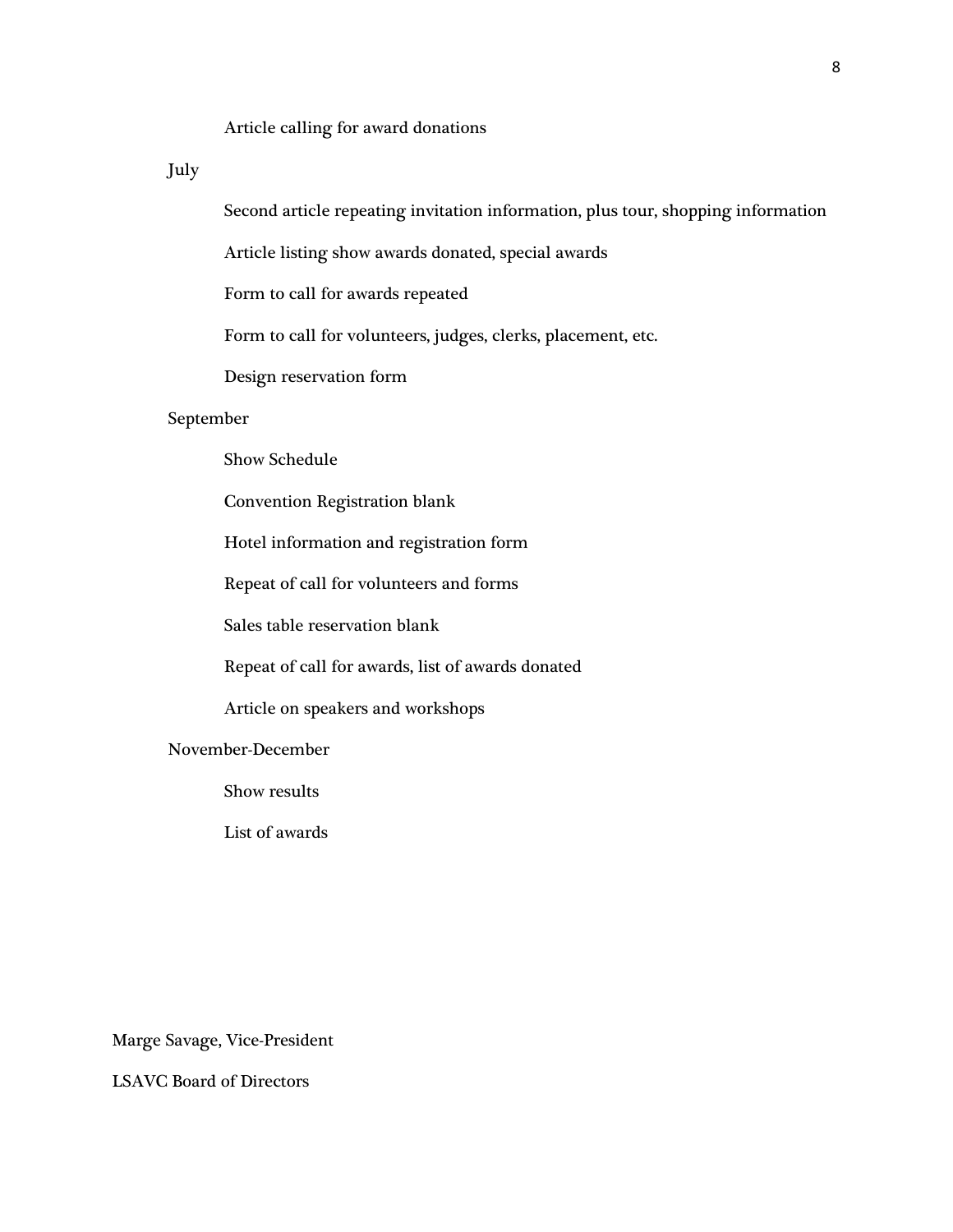- Article calling for award donations

July

- Second article repeating invitation information, plus tour, shopping information
- Article listing show awards donated, special awards
- Form to call for awards repeated
- Form to call for volunteers, judges, clerks, placement, etc.
- Design reservation form

September

- Show Schedule
- Convention Registration blank
- Hotel information and registration form
- Repeat of call for volunteers and forms
- Sales table reservation blank
- Repeat of call for awards, list of awards donated
- Article on speakers and workshops

November-December

- Show results
- List of awards

Marge Savage, Vice-President

LSAVC Board of Directors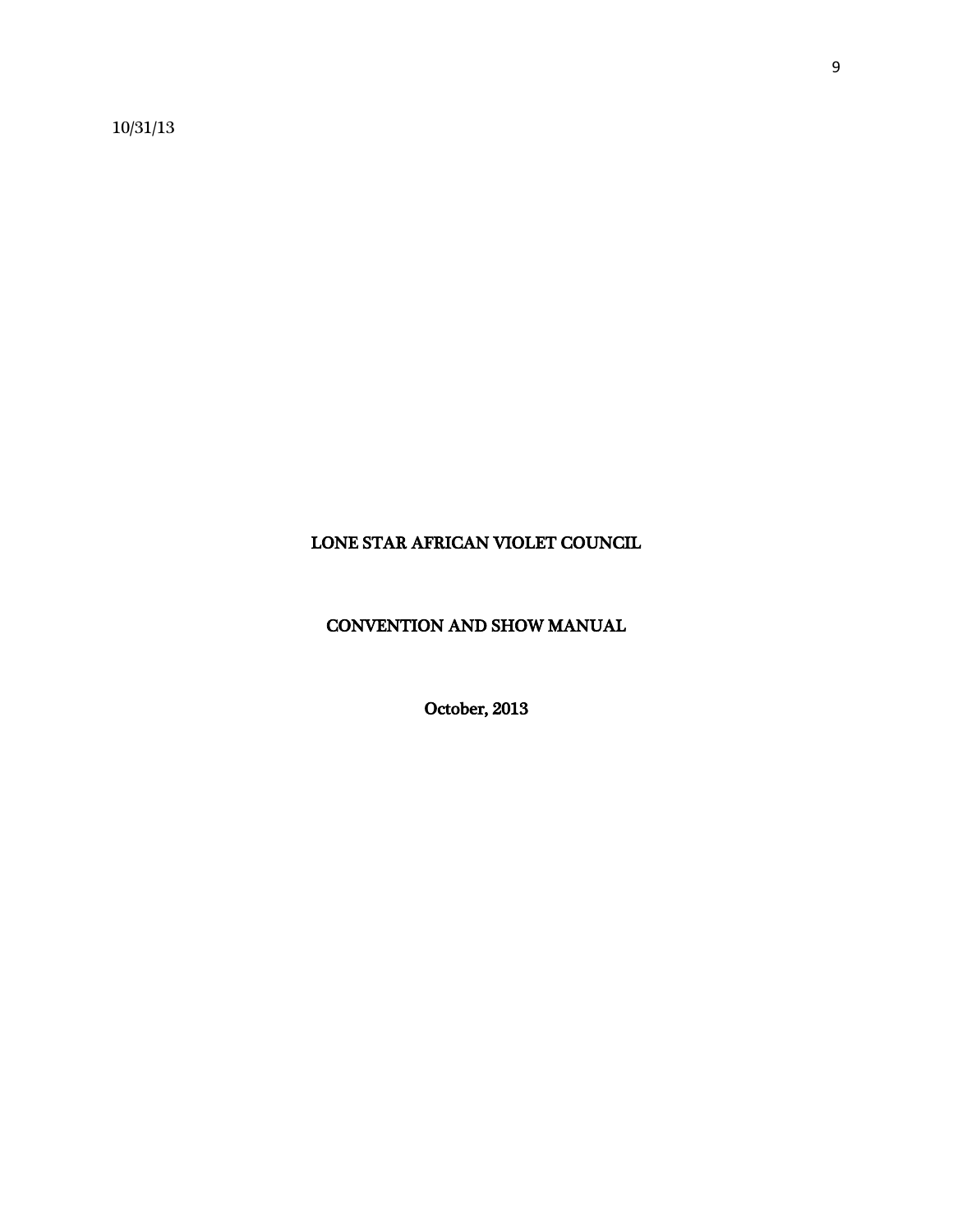10/31/13

# LONE STAR AFRICAN VIOLET COUNCIL

## CONVENTION AND SHOW MANUAL

**October, 2013**